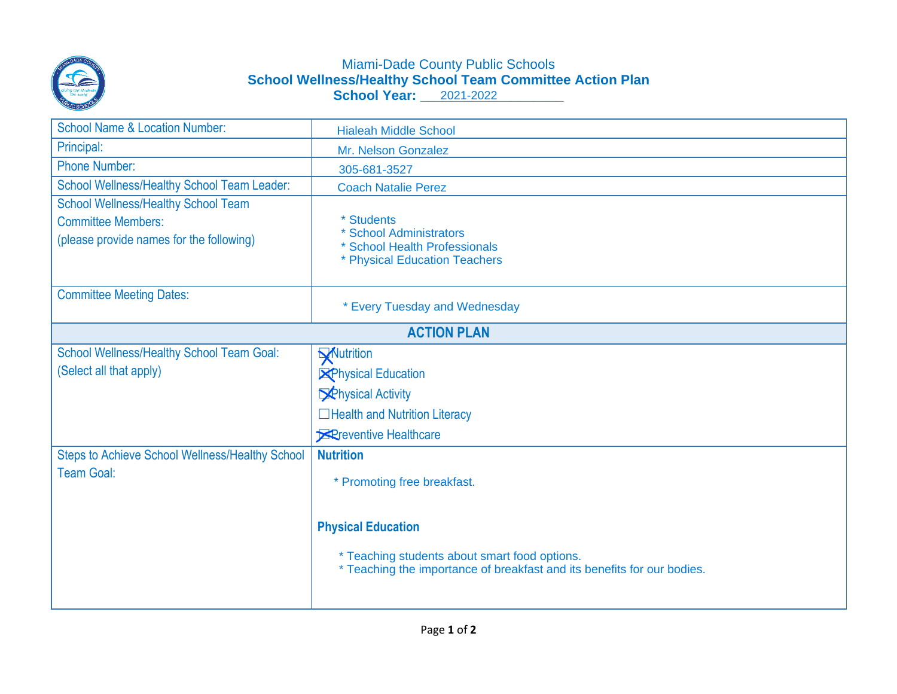# Miami-Dade County Public Schools

## School Wellness/Healthy School Team Committee Action Plan

**School Year:** 2021-2022

| | |
|---|---|
| School Name & Location Number: | Hialeah Middle School |
| Principal: | Mr. Nelson Gonzalez |
| Phone Number: | 305-681-3527 |
| School Wellness/Healthy School Team Leader: | Coach Natalie Perez |
| School Wellness/Healthy School Team Committee Members: (please provide names for the following) | * Students<br>* School Administrators<br>* School Health Professionals<br>* Physical Education Teachers |
| Committee Meeting Dates: | * Every Tuesday and Wednesday |
| **ACTION PLAN** | |
| School Wellness/Healthy School Team Goal: (Select all that apply) | ☒ Nutrition<br>☒ Physical Education<br>☒ Physical Activity<br>☐ Health and Nutrition Literacy<br>☒ Preventive Healthcare |
| Steps to Achieve School Wellness/Healthy School Team Goal: | **Nutrition**<br>* Promoting free breakfast.<br>**Physical Education**<br>* Teaching students about smart food options.<br>* Teaching the importance of breakfast and its benefits for our bodies. |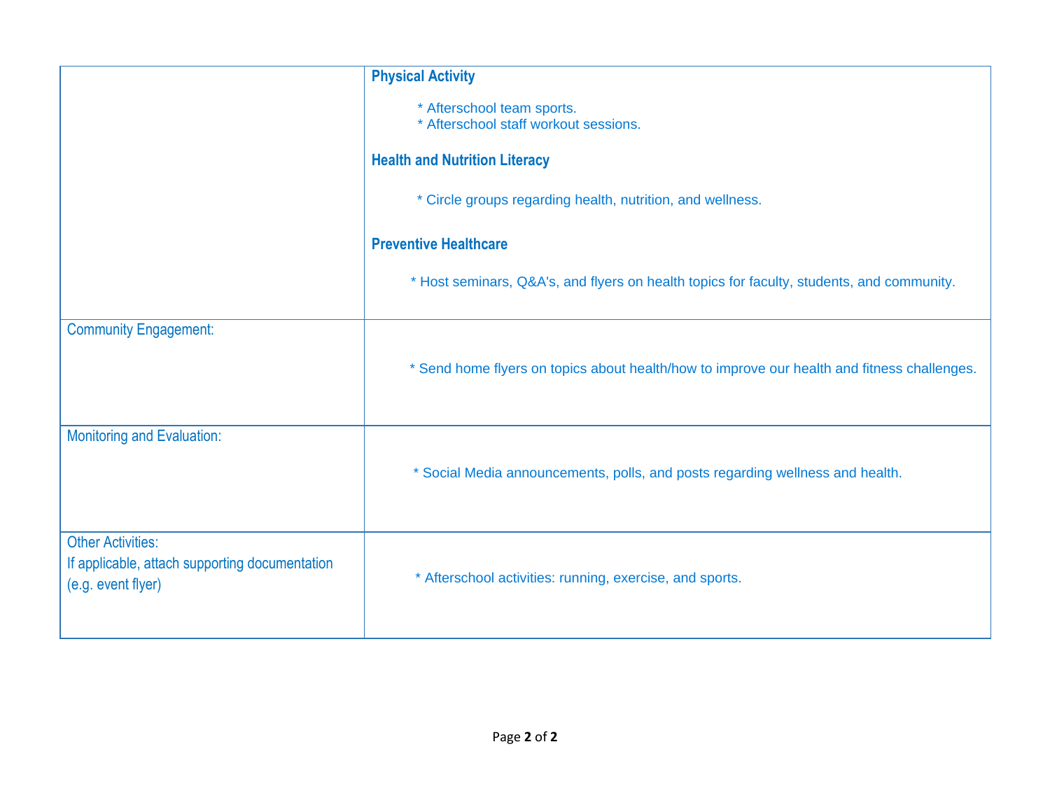| | |
|---|---|
| | **Physical Activity**<br><br>* Afterschool team sports.<br>* Afterschool staff workout sessions.<br><br>**Health and Nutrition Literacy**<br><br>* Circle groups regarding health, nutrition, and wellness.<br><br>**Preventive Healthcare**<br><br>* Host seminars, Q&A's, and flyers on health topics for faculty, students, and community. |
| Community Engagement: | * Send home flyers on topics about health/how to improve our health and fitness challenges. |
| Monitoring and Evaluation: | * Social Media announcements, polls, and posts regarding wellness and health. |
| Other Activities:<br>If applicable, attach supporting documentation (e.g. event flyer) | * Afterschool activities: running, exercise, and sports. |